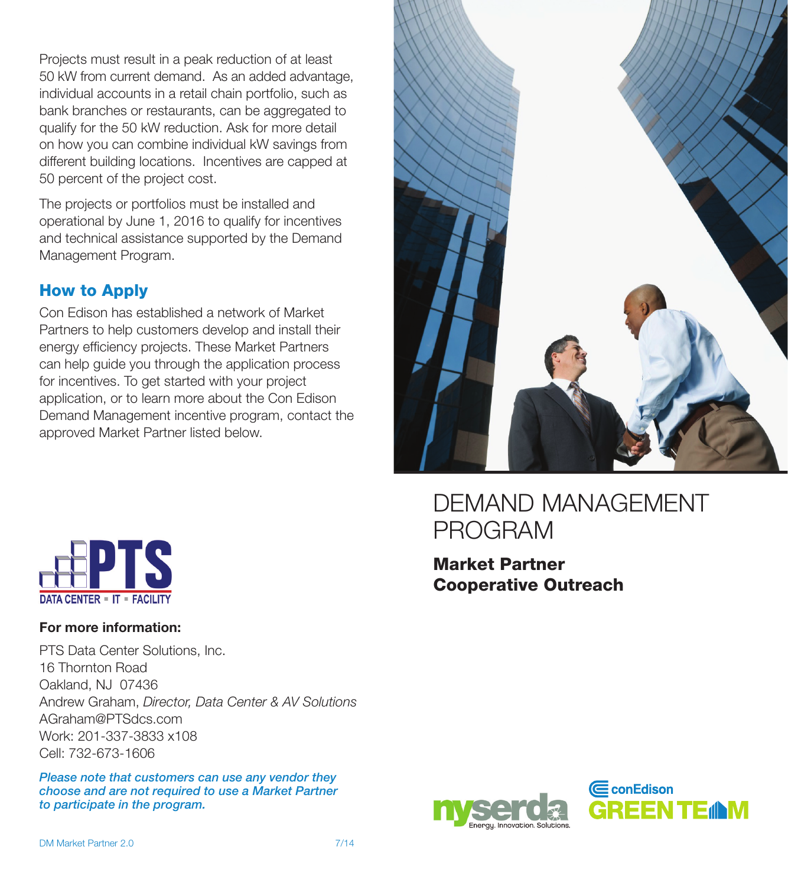Projects must result in a peak reduction of at least 50 kW from current demand. As an added advantage, individual accounts in a retail chain portfolio, such as bank branches or restaurants, can be aggregated to qualify for the 50 kW reduction. Ask for more detail on how you can combine individual kW savings from different building locations. Incentives are capped at 50 percent of the project cost.

The projects or portfolios must be installed and operational by June 1, 2016 to qualify for incentives and technical assistance supported by the Demand Management Program.

## How to Apply

Con Edison has established a network of Market Partners to help customers develop and install their energy efficiency projects. These Market Partners can help guide you through the application process for incentives. To get started with your project application, or to learn more about the Con Edison Demand Management incentive program, contact the approved Market Partner listed below.

PTS
DATA CENTER ▪ IT ▪ FACILITY

**For more information:**

PTS Data Center Solutions, Inc.
16 Thornton Road
Oakland, NJ 07436
Andrew Graham, *Director, Data Center & AV Solutions*
AGraham@PTSdcs.com
Work: 201-337-3833 x108
Cell: 732-673-1606

***Please note that customers can use any vendor they choose and are not required to use a Market Partner to participate in the program.***

DM Market Partner 2.0 7/14

# DEMAND MANAGEMENT PROGRAM

**Market Partner Cooperative Outreach**

nyserda Energy. Innovation. Solutions.

conEdison GREEN TEAM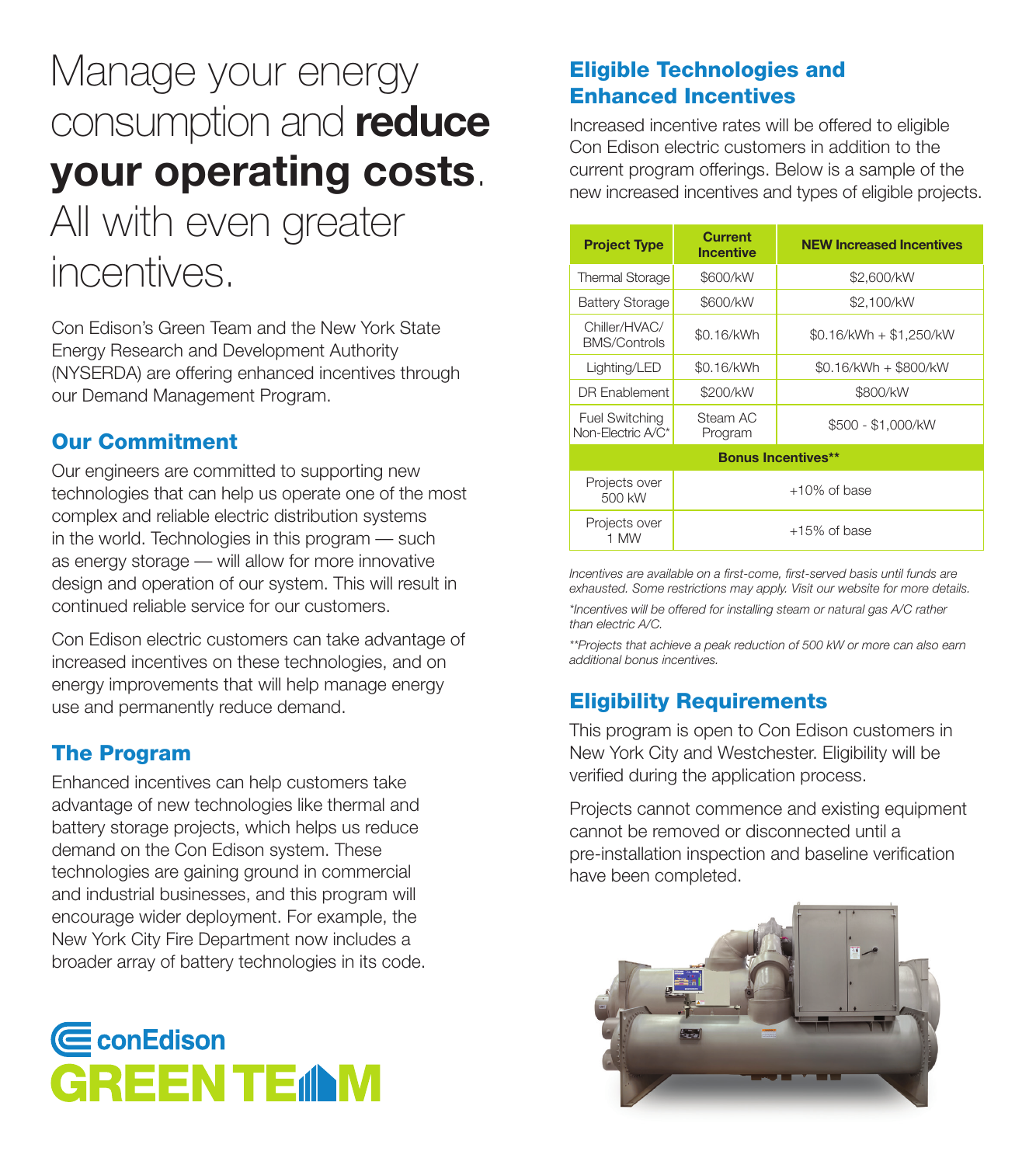# Manage your energy consumption and **reduce your operating costs**. All with even greater incentives.

Con Edison's Green Team and the New York State Energy Research and Development Authority (NYSERDA) are offering enhanced incentives through our Demand Management Program.

## Our Commitment

Our engineers are committed to supporting new technologies that can help us operate one of the most complex and reliable electric distribution systems in the world. Technologies in this program — such as energy storage — will allow for more innovative design and operation of our system. This will result in continued reliable service for our customers.

Con Edison electric customers can take advantage of increased incentives on these technologies, and on energy improvements that will help manage energy use and permanently reduce demand.

## The Program

Enhanced incentives can help customers take advantage of new technologies like thermal and battery storage projects, which helps us reduce demand on the Con Edison system. These technologies are gaining ground in commercial and industrial businesses, and this program will encourage wider deployment. For example, the New York City Fire Department now includes a broader array of battery technologies in its code.

conEdison GREEN TEAM

## Eligible Technologies and Enhanced Incentives

Increased incentive rates will be offered to eligible Con Edison electric customers in addition to the current program offerings. Below is a sample of the new increased incentives and types of eligible projects.

| Project Type | Current Incentive | NEW Increased Incentives |
|---|---|---|
| Thermal Storage | $600/kW | $2,600/kW |
| Battery Storage | $600/kW | $2,100/kW |
| Chiller/HVAC/ BMS/Controls | $0.16/kWh | $0.16/kWh + $1,250/kW |
| Lighting/LED | $0.16/kWh | $0.16/kWh + $800/kW |
| DR Enablement | $200/kW | $800/kW |
| Fuel Switching Non-Electric A/C* | Steam AC Program | $500 - $1,000/kW |
| **Bonus Incentives**** | | |
| Projects over 500 kW | +10% of base | |
| Projects over 1 MW | +15% of base | |

*Incentives are available on a first-come, first-served basis until funds are exhausted. Some restrictions may apply. Visit our website for more details.*

*\*Incentives will be offered for installing steam or natural gas A/C rather than electric A/C.*

*\*\*Projects that achieve a peak reduction of 500 kW or more can also earn additional bonus incentives.*

## Eligibility Requirements

This program is open to Con Edison customers in New York City and Westchester. Eligibility will be verified during the application process.

Projects cannot commence and existing equipment cannot be removed or disconnected until a pre-installation inspection and baseline verification have been completed.